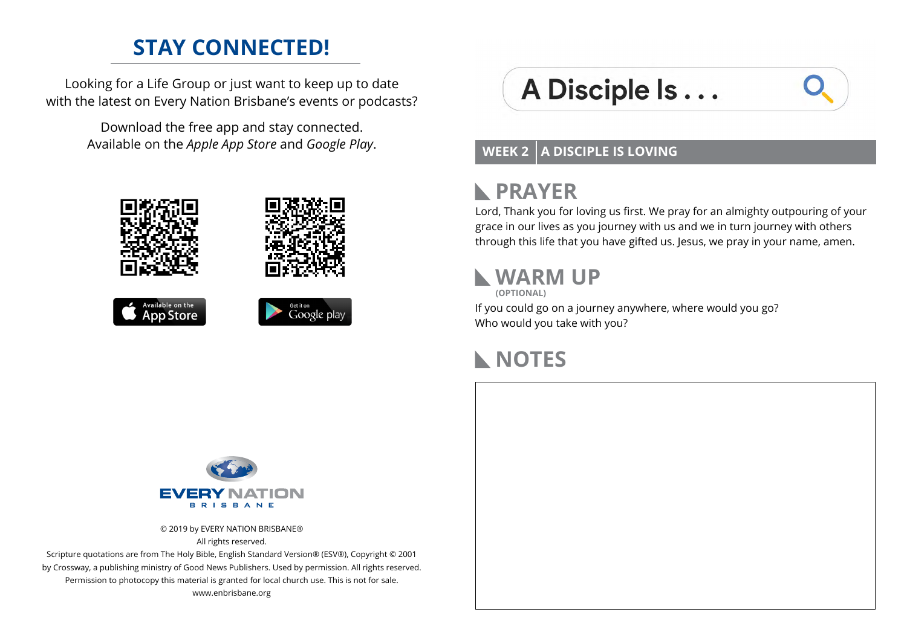## STAY CONNECTED!

Looking for a Life Group or just want to keep up to date with the latest on Every Nation Brisbane's events or podcasts?

Download the free app and stay connected.
Available on the *Apple App Store* and *Google Play*.

EVERY NATION
BRISBANE

© 2019 by EVERY NATION BRISBANE®
All rights reserved.
Scripture quotations are from The Holy Bible, English Standard Version® (ESV®), Copyright © 2001 by Crossway, a publishing ministry of Good News Publishers. Used by permission. All rights reserved.
Permission to photocopy this material is granted for local church use. This is not for sale.
www.enbrisbane.org

# A Disciple Is . . .

**WEEK 2 | A DISCIPLE IS LOVING**

## PRAYER

Lord, Thank you for loving us first. We pray for an almighty outpouring of your grace in our lives as you journey with us and we in turn journey with others through this life that you have gifted us. Jesus, we pray in your name, amen.

## WARM UP

**(OPTIONAL)**

If you could go on a journey anywhere, where would you go?
Who would you take with you?

## NOTES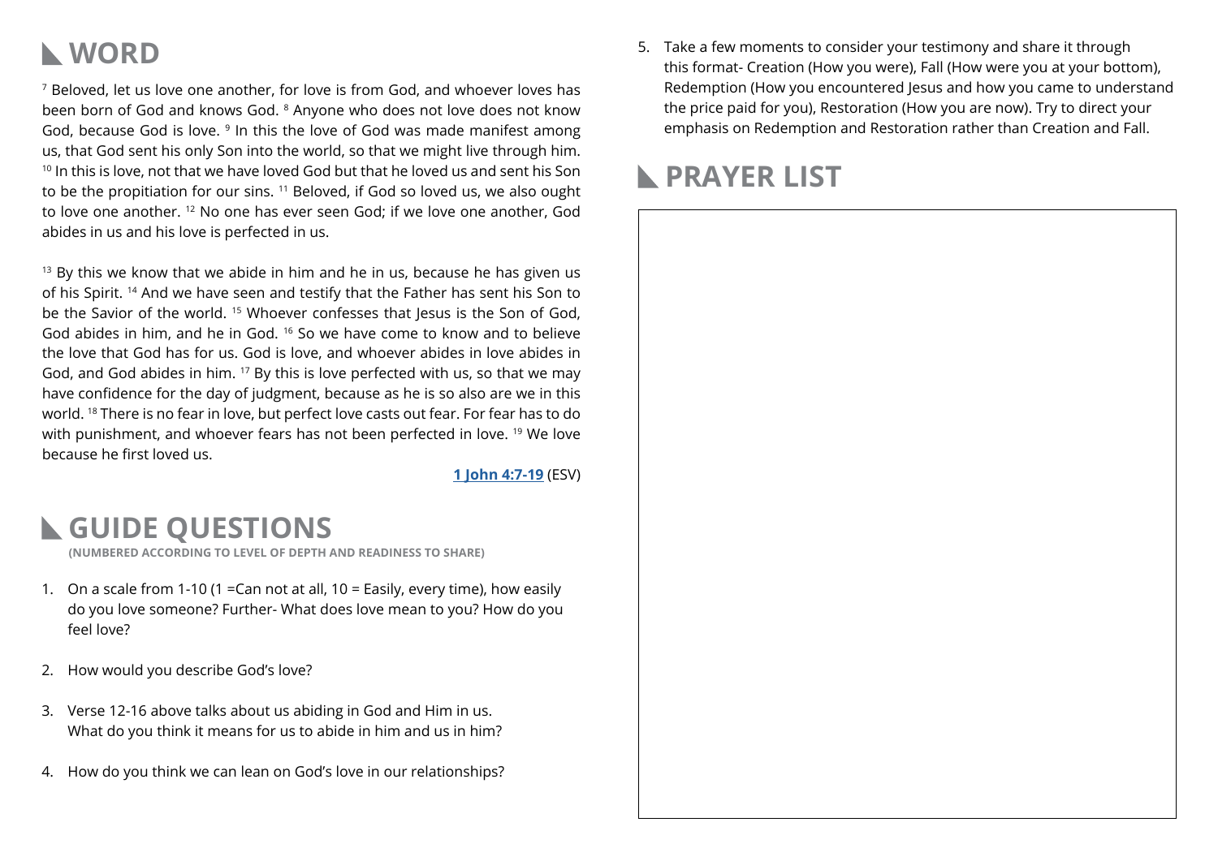## WORD

[7] Beloved, let us love one another, for love is from God, and whoever loves has been born of God and knows God. [8] Anyone who does not love does not know God, because God is love. [9] In this the love of God was made manifest among us, that God sent his only Son into the world, so that we might live through him. [10] In this is love, not that we have loved God but that he loved us and sent his Son to be the propitiation for our sins. [11] Beloved, if God so loved us, we also ought to love one another. [12] No one has ever seen God; if we love one another, God abides in us and his love is perfected in us.

[13] By this we know that we abide in him and he in us, because he has given us of his Spirit. [14] And we have seen and testify that the Father has sent his Son to be the Savior of the world. [15] Whoever confesses that Jesus is the Son of God, God abides in him, and he in God. [16] So we have come to know and to believe the love that God has for us. God is love, and whoever abides in love abides in God, and God abides in him. [17] By this is love perfected with us, so that we may have confidence for the day of judgment, because as he is so also are we in this world. [18] There is no fear in love, but perfect love casts out fear. For fear has to do with punishment, and whoever fears has not been perfected in love. [19] We love because he first loved us.

**1 John 4:7-19** (ESV)

## GUIDE QUESTIONS

**(NUMBERED ACCORDING TO LEVEL OF DEPTH AND READINESS TO SHARE)**

1. On a scale from 1-10 (1 =Can not at all, 10 = Easily, every time), how easily do you love someone? Further- What does love mean to you? How do you feel love?
2. How would you describe God's love?
3. Verse 12-16 above talks about us abiding in God and Him in us. What do you think it means for us to abide in him and us in him?
4. How do you think we can lean on God's love in our relationships?
5. Take a few moments to consider your testimony and share it through this format- Creation (How you were), Fall (How were you at your bottom), Redemption (How you encountered Jesus and how you came to understand the price paid for you), Restoration (How you are now). Try to direct your emphasis on Redemption and Restoration rather than Creation and Fall.

## PRAYER LIST